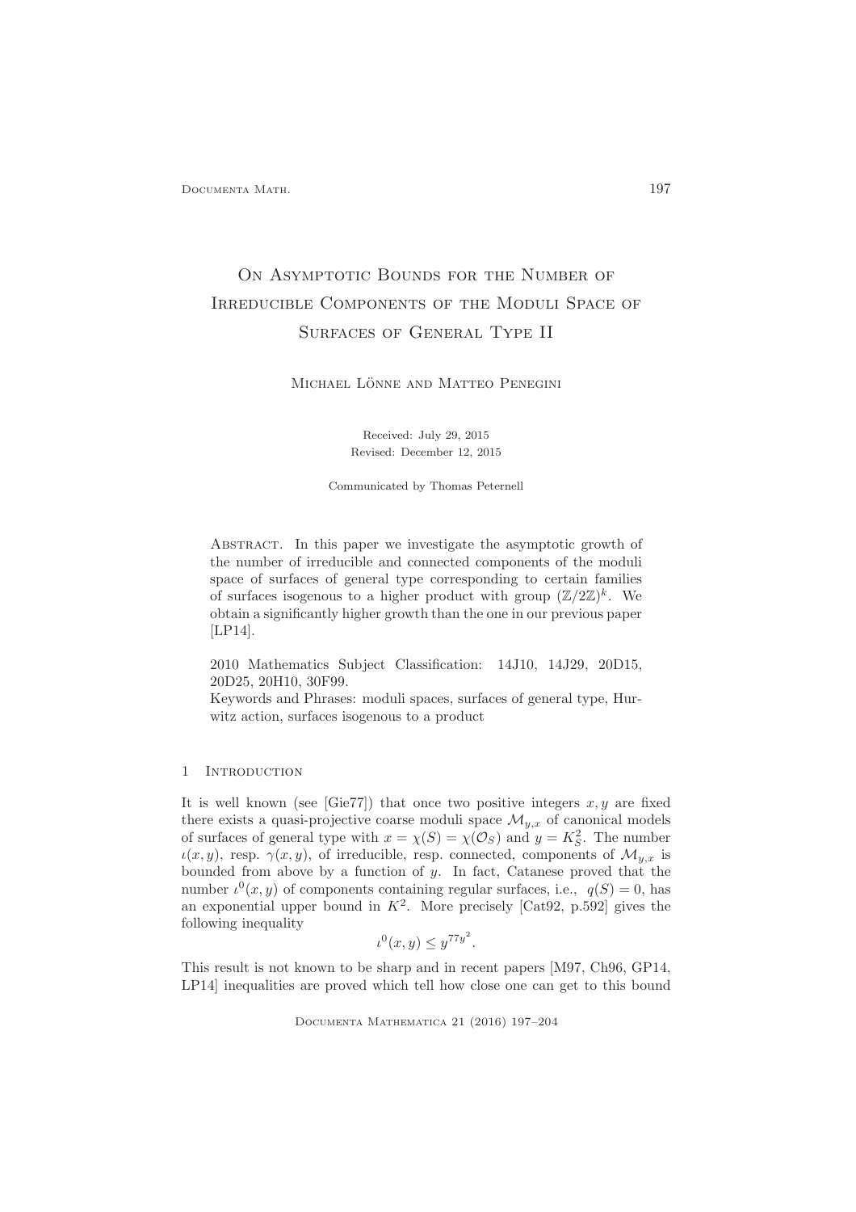# On Asymptotic Bounds for the Number of Irreducible Components of the Moduli Space of Surfaces of General Type II

Michael Lönne and Matteo Penegini

Received: July 29, 2015

Revised: December 12, 2015

Communicated by Thomas Peternell

Abstract. In this paper we investigate the asymptotic growth of the number of irreducible and connected components of the moduli space of surfaces of general type corresponding to certain families of surfaces isogenous to a higher product with group $(\mathbb{Z}/2\mathbb{Z})^k$. We obtain a significantly higher growth than the one in our previous paper [LP14].

2010 Mathematics Subject Classification: 14J10, 14J29, 20D15, 20D25, 20H10, 30F99.

Keywords and Phrases: moduli spaces, surfaces of general type, Hurwitz action, surfaces isogenous to a product

## 1 Introduction

It is well known (see [Gie77]) that once two positive integers $x, y$ are fixed there exists a quasi-projective coarse moduli space $\mathcal{M}_{y,x}$ of canonical models of surfaces of general type with $x = \chi(S) = \chi(\mathcal{O}_S)$ and $y = K_S^2$. The number $\iota(x, y)$, resp. $\gamma(x, y)$, of irreducible, resp. connected, components of $\mathcal{M}_{y,x}$ is bounded from above by a function of $y$. In fact, Catanese proved that the number $\iota^0(x, y)$ of components containing regular surfaces, i.e., $q(S) = 0$, has an exponential upper bound in $K^2$. More precisely [Cat92, p.592] gives the following inequality

$$\iota^0(x, y) \leq y^{77y^2}.$$

This result is not known to be sharp and in recent papers [M97, Ch96, GP14, LP14] inequalities are proved which tell how close one can get to this bound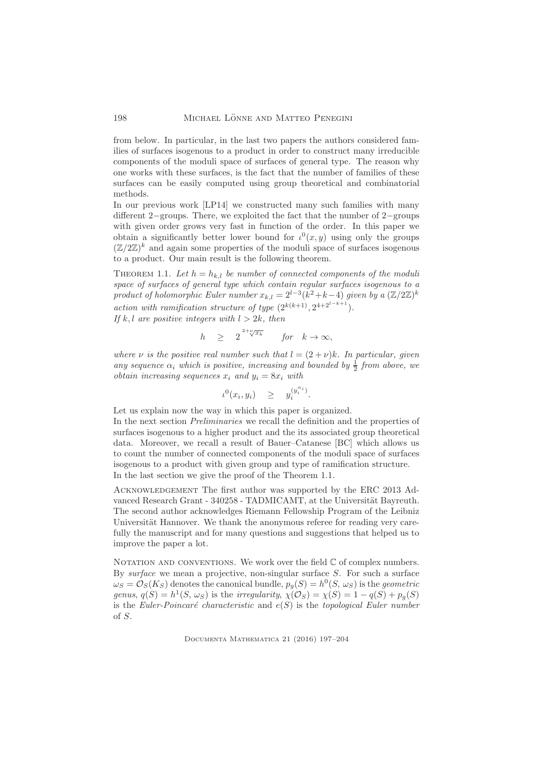from below. In particular, in the last two papers the authors considered families of surfaces isogenous to a product in order to construct many irreducible components of the moduli space of surfaces of general type. The reason why one works with these surfaces, is the fact that the number of families of these surfaces can be easily computed using group theoretical and combinatorial methods.

In our previous work [LP14] we constructed many such families with many different $2-$groups. There, we exploited the fact that the number of $2-$groups with given order grows very fast in function of the order. In this paper we obtain a significantly better lower bound for $\iota^0(x,y)$ using only the groups $(\mathbb{Z}/2\mathbb{Z})^k$ and again some properties of the moduli space of surfaces isogenous to a product. Our main result is the following theorem.

Theorem 1.1. *Let $h = h_{k,l}$ be number of connected components of the moduli space of surfaces of general type which contain regular surfaces isogenous to a product of holomorphic Euler number $x_{k,l} = 2^{l-3}(k^2+k-4)$ given by a $(\mathbb{Z}/2\mathbb{Z})^k$ action with ramification structure of type $(2^{k(k+1)}, 2^{4+2^{l-k+1}})$.*
*If $k, l$ are positive integers with $l > 2k$, then*

$$h \quad \geq \quad 2^{\sqrt[2+\nu]{x_k}} \qquad \textit{for} \quad k \to \infty,$$

*where $\nu$ is the positive real number such that $l = (2+\nu)k$. In particular, given any sequence $\alpha_i$ which is positive, increasing and bounded by $\frac{1}{2}$ from above, we obtain increasing sequences $x_i$ and $y_i = 8x_i$ with*

$$\iota^0(x_i, y_i) \quad \geq \quad y_i^{(y_i^{\alpha_i})}.$$

Let us explain now the way in which this paper is organized.
In the next section *Preliminaries* we recall the definition and the properties of surfaces isogenous to a higher product and the its associated group theoretical data. Moreover, we recall a result of Bauer–Catanese [BC] which allows us to count the number of connected components of the moduli space of surfaces isogenous to a product with given group and type of ramification structure.
In the last section we give the proof of the Theorem 1.1.

Acknowledgement The first author was supported by the ERC 2013 Advanced Research Grant - 340258 - TADMICAMT, at the Universität Bayreuth. The second author acknowledges Riemann Fellowship Program of the Leibniz Universität Hannover. We thank the anonymous referee for reading very carefully the manuscript and for many questions and suggestions that helped us to improve the paper a lot.

Notation and conventions. We work over the field $\mathbb{C}$ of complex numbers. By *surface* we mean a projective, non-singular surface $S$. For such a surface $\omega_S = \mathcal{O}_S(K_S)$ denotes the canonical bundle, $p_g(S) = h^0(S, \omega_S)$ is the *geometric genus*, $q(S) = h^1(S, \omega_S)$ is the *irregularity*, $\chi(\mathcal{O}_S) = \chi(S) = 1 - q(S) + p_g(S)$ is the *Euler-Poincaré characteristic* and $e(S)$ is the *topological Euler number* of $S$.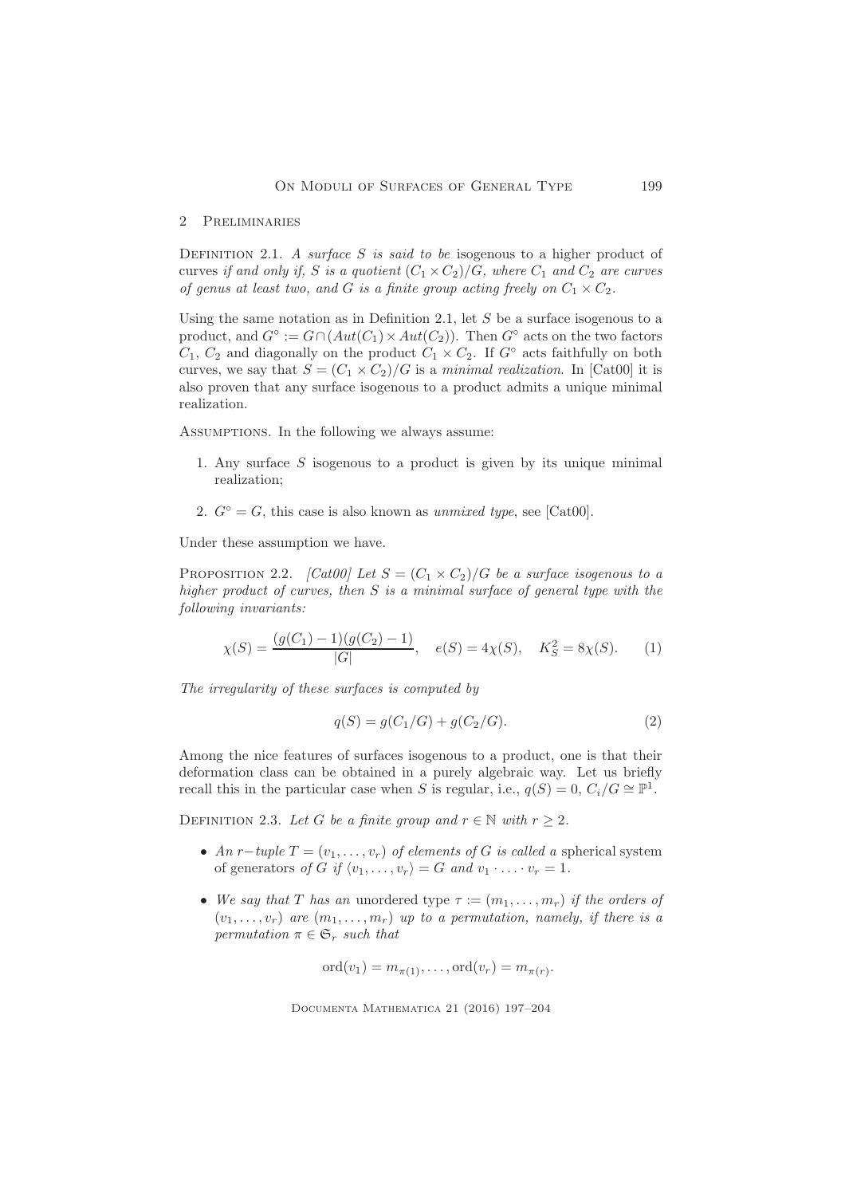## 2 Preliminaries

Definition 2.1. *A surface $S$ is said to be* isogenous to a higher product of curves *if and only if, $S$ is a quotient $(C_1 \times C_2)/G$, where $C_1$ and $C_2$ are curves of genus at least two, and $G$ is a finite group acting freely on $C_1 \times C_2$.*

Using the same notation as in Definition 2.1, let $S$ be a surface isogenous to a product, and $G^\circ := G \cap (Aut(C_1) \times Aut(C_2))$. Then $G^\circ$ acts on the two factors $C_1$, $C_2$ and diagonally on the product $C_1 \times C_2$. If $G^\circ$ acts faithfully on both curves, we say that $S = (C_1 \times C_2)/G$ is a *minimal realization*. In [Cat00] it is also proven that any surface isogenous to a product admits a unique minimal realization.

Assumptions. In the following we always assume:

1. Any surface $S$ isogenous to a product is given by its unique minimal realization;
2. $G^\circ = G$, this case is also known as *unmixed type*, see [Cat00].

Under these assumption we have.

Proposition 2.2. *[Cat00] Let $S = (C_1 \times C_2)/G$ be a surface isogenous to a higher product of curves, then $S$ is a minimal surface of general type with the following invariants:*

$$\chi(S) = \frac{(g(C_1)-1)(g(C_2)-1)}{|G|}, \quad e(S) = 4\chi(S), \quad K_S^2 = 8\chi(S). \tag{1}$$

*The irregularity of these surfaces is computed by*

$$q(S) = g(C_1/G) + g(C_2/G). \tag{2}$$

Among the nice features of surfaces isogenous to a product, one is that their deformation class can be obtained in a purely algebraic way. Let us briefly recall this in the particular case when $S$ is regular, i.e., $q(S) = 0$, $C_i/G \cong \mathbb{P}^1$.

Definition 2.3. *Let $G$ be a finite group and $r \in \mathbb{N}$ with $r \geq 2$.*

- *An $r-$tuple $T = (v_1, \ldots, v_r)$ of elements of $G$ is called a* spherical system of generators *of $G$ if $\langle v_1, \ldots, v_r \rangle = G$ and $v_1 \cdot \ldots \cdot v_r = 1$.*
- *We say that $T$ has an* unordered type *$\tau := (m_1, \ldots, m_r)$ if the orders of $(v_1, \ldots, v_r)$ are $(m_1, \ldots, m_r)$ up to a permutation, namely, if there is a permutation $\pi \in \mathfrak{S}_r$ such that*

$$\operatorname{ord}(v_1) = m_{\pi(1)}, \ldots, \operatorname{ord}(v_r) = m_{\pi(r)}.$$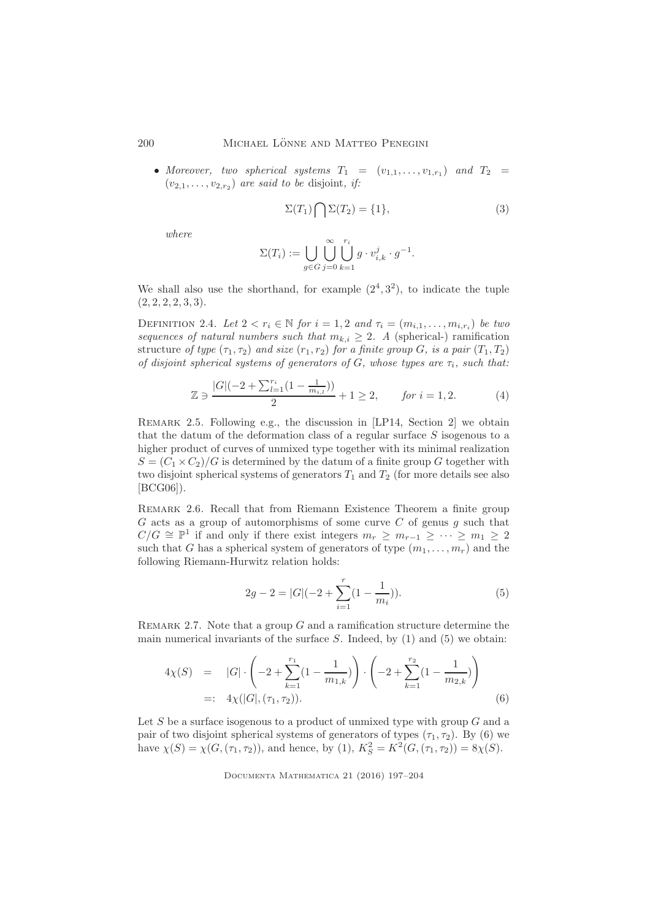- *Moreover, two spherical systems* $T_1 = (v_{1,1}, \ldots, v_{1,r_1})$ *and* $T_2 = (v_{2,1}, \ldots, v_{2,r_2})$ *are said to be* disjoint, *if:*

$$\Sigma(T_1) \bigcap \Sigma(T_2) = \{1\}, \tag{3}$$

*where*

$$\Sigma(T_i) := \bigcup_{g \in G} \bigcup_{j=0}^{\infty} \bigcup_{k=1}^{r_i} g \cdot v_{i,k}^j \cdot g^{-1}.$$

We shall also use the shorthand, for example $(2^4, 3^2)$, to indicate the tuple $(2, 2, 2, 2, 3, 3)$.

Definition 2.4. *Let* $2 < r_i \in \mathbb{N}$ *for* $i = 1, 2$ *and* $\tau_i = (m_{i,1}, \ldots, m_{i,r_i})$ *be two sequences of natural numbers such that* $m_{k,i} \geq 2$. *A* (spherical-) ramification structure *of type* $(\tau_1, \tau_2)$ *and size* $(r_1, r_2)$ *for a finite group* $G$, *is a pair* $(T_1, T_2)$ *of disjoint spherical systems of generators of* $G$, *whose types are* $\tau_i$, *such that:*

$$\mathbb{Z} \ni \frac{|G|(-2 + \sum_{l=1}^{r_i}(1 - \frac{1}{m_{i,l}}))}{2} + 1 \geq 2, \qquad \textit{for } i = 1, 2. \tag{4}$$

Remark 2.5. Following e.g., the discussion in [LP14, Section 2] we obtain that the datum of the deformation class of a regular surface $S$ isogenous to a higher product of curves of unmixed type together with its minimal realization $S = (C_1 \times C_2)/G$ is determined by the datum of a finite group $G$ together with two disjoint spherical systems of generators $T_1$ and $T_2$ (for more details see also [BCG06]).

Remark 2.6. Recall that from Riemann Existence Theorem a finite group $G$ acts as a group of automorphisms of some curve $C$ of genus $g$ such that $C/G \cong \mathbb{P}^1$ if and only if there exist integers $m_r \geq m_{r-1} \geq \cdots \geq m_1 \geq 2$ such that $G$ has a spherical system of generators of type $(m_1, \ldots, m_r)$ and the following Riemann-Hurwitz relation holds:

$$2g - 2 = |G|(-2 + \sum_{i=1}^{r}(1 - \frac{1}{m_i})). \tag{5}$$

Remark 2.7. Note that a group $G$ and a ramification structure determine the main numerical invariants of the surface $S$. Indeed, by (1) and (5) we obtain:

$$\begin{aligned} 4\chi(S) &= |G| \cdot \left(-2 + \sum_{k=1}^{r_1}(1 - \frac{1}{m_{1,k}})\right) \cdot \left(-2 + \sum_{k=1}^{r_2}(1 - \frac{1}{m_{2,k}})\right) \\ &=: 4\chi(|G|, (\tau_1, \tau_2)). \end{aligned} \tag{6}$$

Let $S$ be a surface isogenous to a product of unmixed type with group $G$ and a pair of two disjoint spherical systems of generators of types $(\tau_1, \tau_2)$. By (6) we have $\chi(S) = \chi(G, (\tau_1, \tau_2))$, and hence, by (1), $K_S^2 = K^2(G, (\tau_1, \tau_2)) = 8\chi(S)$.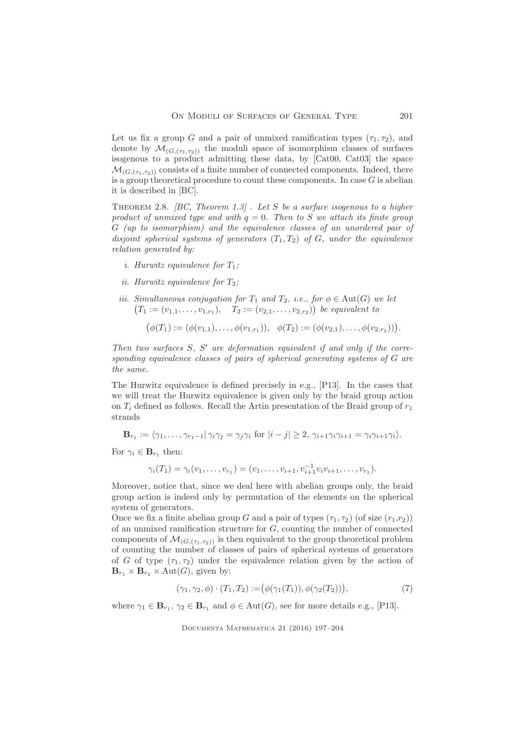Let us fix a group $G$ and a pair of unmixed ramification types $(\tau_1, \tau_2)$, and denote by $\mathcal{M}_{(G,(\tau_1,\tau_2))}$ the moduli space of isomorphism classes of surfaces isogenous to a product admitting these data, by [Cat00, Cat03] the space $\mathcal{M}_{(G,(\tau_1,\tau_2))}$ consists of a finite number of connected components. Indeed, there is a group theoretical procedure to count these components. In case $G$ is abelian it is described in [BC].

Theorem 2.8. *[BC, Theorem 1.3] . Let $S$ be a surface isogenous to a higher product of unmixed type and with $q = 0$. Then to $S$ we attach its finite group $G$ (up to isomorphism) and the equivalence classes of an unordered pair of disjoint spherical systems of generators $(T_1, T_2)$ of $G$, under the equivalence relation generated by:*

- *i. Hurwitz equivalence for $T_1$;*
- *ii. Hurwitz equivalence for $T_2$;*
- *iii. Simultaneous conjugation for $T_1$ and $T_2$, i.e., for $\phi \in \mathrm{Aut}(G)$ we let $\big(T_1 := (v_{1,1}, \dots, v_{1,r_1}), \quad T_2 := (v_{2,1}, \dots, v_{2,r_2})\big)$ be equivalent to*

$$\big(\phi(T_1) := (\phi(v_{1,1}), \dots, \phi(v_{1,r_1})), \quad \phi(T_2) := (\phi(v_{2,1}), \dots, \phi(v_{2,r_2}))\big).$$

*Then two surfaces $S$, $S'$ are deformation equivalent if and only if the corresponding equivalence classes of pairs of spherical generating systems of $G$ are the same.*

The Hurwitz equivalence is defined precisely in e.g., [P13]. In the cases that we will treat the Hurwitz equivalence is given only by the braid group action on $T_i$ defined as follows. Recall the Artin presentation of the Braid group of $r_1$ strands

$$\mathbf{B}_{r_1} := \langle \gamma_1, \dots, \gamma_{r_1 - 1} | \, \gamma_i\gamma_j = \gamma_j\gamma_i \text{ for } |i - j| \geq 2, \, \gamma_{i+1}\gamma_i\gamma_{i+1} = \gamma_i\gamma_{i+1}\gamma_i\rangle.$$

For $\gamma_i \in \mathbf{B}_{r_1}$ then:

$$\gamma_i(T_1) = \gamma_i(v_1, \dots, v_{r_1}) = (v_1, \dots, v_{i+1}, v_{i+1}^{-1}v_iv_{i+1}, \dots, v_{r_1}).$$

Moreover, notice that, since we deal here with abelian groups only, the braid group action is indeed only by permutation of the elements on the spherical system of generators.

Once we fix a finite abelian group $G$ and a pair of types $(\tau_1, \tau_2)$ (of size $(r_1,r_2)$) of an unmixed ramification structure for $G$, counting the number of connected components of $\mathcal{M}_{(G,(\tau_1,\tau_2))}$ is then equivalent to the group theoretical problem of counting the number of classes of pairs of spherical systems of generators of $G$ of type $(\tau_1, \tau_2)$ under the equivalence relation given by the action of $\mathbf{B}_{r_1} \times \mathbf{B}_{r_2} \times \mathrm{Aut}(G)$, given by:

$$(\gamma_1, \gamma_2, \phi) \cdot (T_1, T_2) := \big(\phi(\gamma_1(T_1)), \phi(\gamma_2(T_2))\big), \tag{7}$$

where $\gamma_1 \in \mathbf{B}_{r_1}$, $\gamma_2 \in \mathbf{B}_{r_1}$ and $\phi \in \mathrm{Aut}(G)$, see for more details e.g., [P13].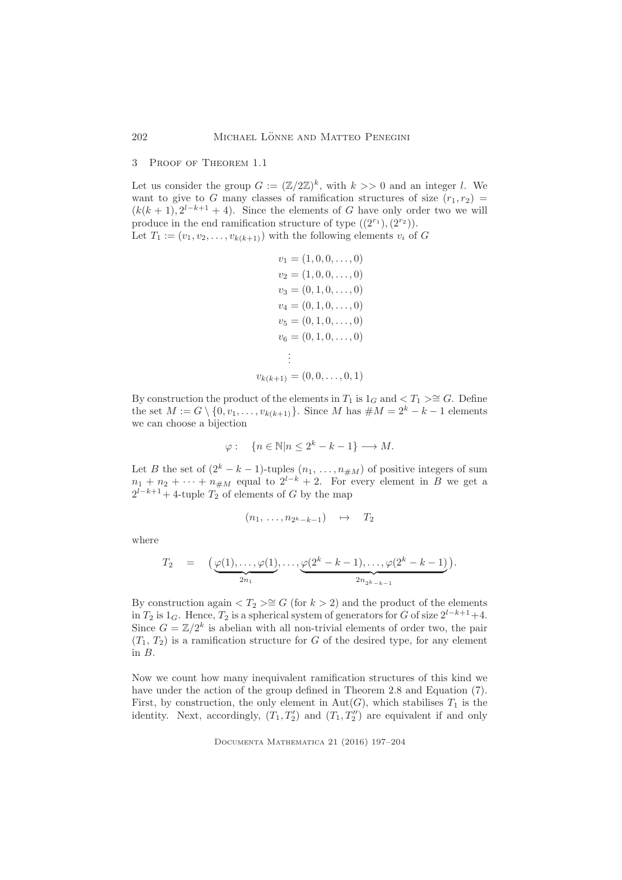## 3 Proof of Theorem 1.1

Let us consider the group $G := (\mathbb{Z}/2\mathbb{Z})^k$, with $k >> 0$ and an integer $l$. We want to give to $G$ many classes of ramification structures of size $(r_1, r_2) = (k(k+1), 2^{l-k+1}+4)$. Since the elements of $G$ have only order two we will produce in the end ramification structure of type $((2^{r_1}), (2^{r_2}))$.

Let $T_1 := (v_1, v_2, \ldots, v_{k(k+1)})$ with the following elements $v_i$ of $G$

$$
\begin{aligned}
v_1 &= (1, 0, 0, \ldots, 0) \\
v_2 &= (1, 0, 0, \ldots, 0) \\
v_3 &= (0, 1, 0, \ldots, 0) \\
v_4 &= (0, 1, 0, \ldots, 0) \\
v_5 &= (0, 1, 0, \ldots, 0) \\
v_6 &= (0, 1, 0, \ldots, 0) \\
&\vdots \\
v_{k(k+1)} &= (0, 0, \ldots, 0, 1)
\end{aligned}
$$

By construction the product of the elements in $T_1$ is $1_G$ and $< T_1 > \cong G$. Define the set $M := G \setminus \{0, v_1, \ldots, v_{k(k+1)}\}$. Since $M$ has $\#M = 2^k - k - 1$ elements we can choose a bijection

$$
\varphi : \quad \{n \in \mathbb{N} | n \leq 2^k - k - 1\} \longrightarrow M.
$$

Let $B$ the set of $(2^k - k - 1)$-tuples $(n_1, \ldots, n_{\#M})$ of positive integers of sum $n_1 + n_2 + \cdots + n_{\#M}$ equal to $2^{l-k} + 2$. For every element in $B$ we get a $2^{l-k+1} + 4$-tuple $T_2$ of elements of $G$ by the map

$$
(n_1, \ldots, n_{2^k-k-1}) \quad \mapsto \quad T_2
$$

where

$$
T_2 \quad = \quad \big(\underbrace{\varphi(1), \ldots, \varphi(1)}_{2n_1}, \ldots, \underbrace{\varphi(2^k - k - 1), \ldots, \varphi(2^k - k - 1)}_{2n_{2^k-k-1}}\big).
$$

By construction again $< T_2 > \cong G$ (for $k > 2$) and the product of the elements in $T_2$ is $1_G$. Hence, $T_2$ is a spherical system of generators for $G$ of size $2^{l-k+1}+4$. Since $G = \mathbb{Z}/2^k$ is abelian with all non-trivial elements of order two, the pair $(T_1, T_2)$ is a ramification structure for $G$ of the desired type, for any element in $B$.

Now we count how many inequivalent ramification structures of this kind we have under the action of the group defined in Theorem 2.8 and Equation (7). First, by construction, the only element in $\mathrm{Aut}(G)$, which stabilises $T_1$ is the identity. Next, accordingly, $(T_1, T_2')$ and $(T_1, T_2'')$ are equivalent if and only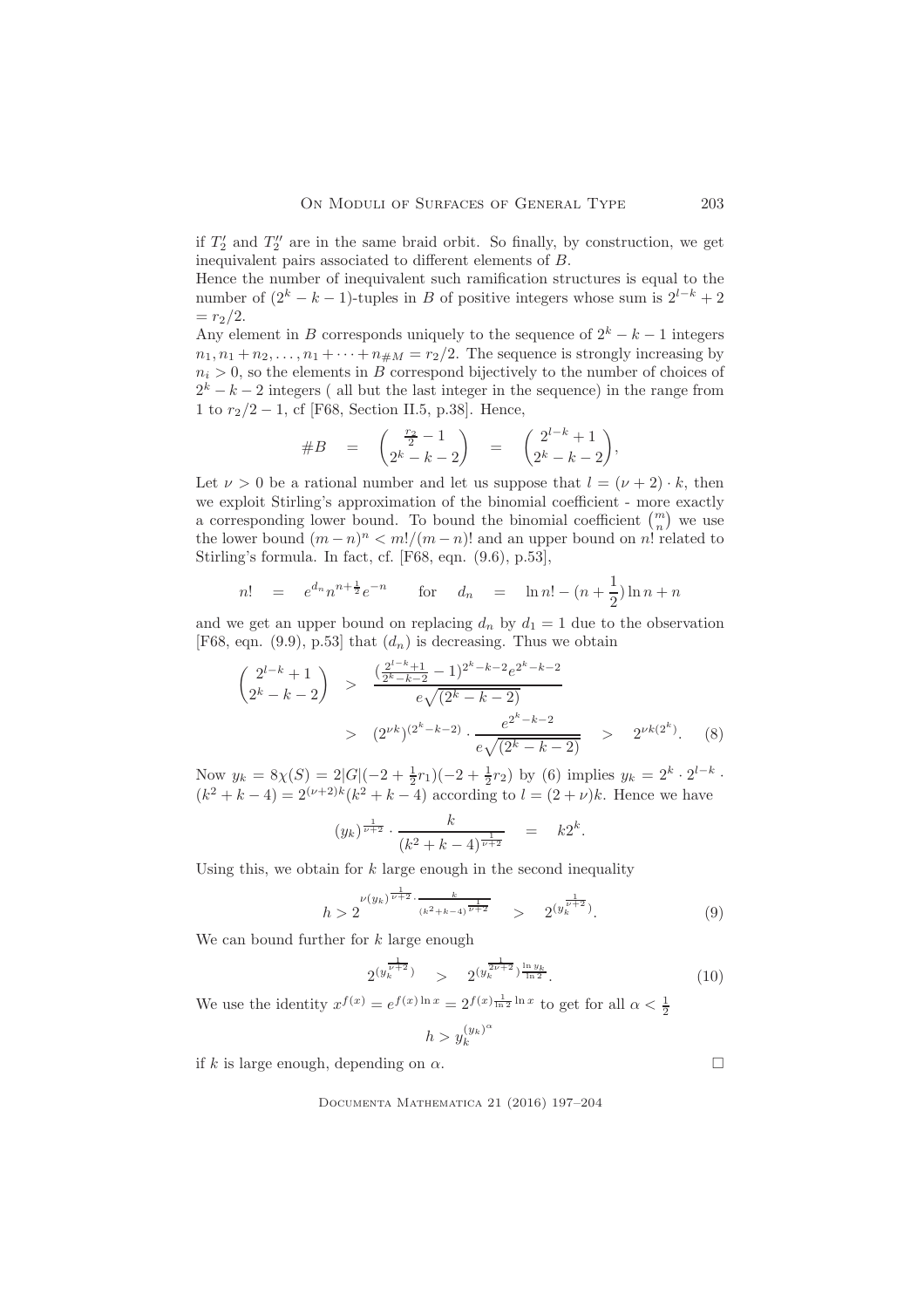if $T_2'$ and $T_2''$ are in the same braid orbit. So finally, by construction, we get inequivalent pairs associated to different elements of $B$.

Hence the number of inequivalent such ramification structures is equal to the number of $(2^k - k - 1)$-tuples in $B$ of positive integers whose sum is $2^{l-k} + 2 = r_2/2$.

Any element in $B$ corresponds uniquely to the sequence of $2^k - k - 1$ integers $n_1, n_1 + n_2, \ldots, n_1 + \cdots + n_{\#M} = r_2/2$. The sequence is strongly increasing by $n_i > 0$, so the elements in $B$ correspond bijectively to the number of choices of $2^k - k - 2$ integers ( all but the last integer in the sequence) in the range from 1 to $r_2/2 - 1$, cf [F68, Section II.5, p.38]. Hence,

$$\#B \quad = \quad \binom{\frac{r_2}{2} - 1}{2^k - k - 2} \quad = \quad \binom{2^{l-k} + 1}{2^k - k - 2},$$

Let $\nu > 0$ be a rational number and let us suppose that $l = (\nu + 2) \cdot k$, then we exploit Stirling's approximation of the binomial coefficient - more exactly a corresponding lower bound. To bound the binomial coefficient $\binom{m}{n}$ we use the lower bound $(m-n)^n < m!/(m-n)!$ and an upper bound on $n!$ related to Stirling's formula. In fact, cf. [F68, eqn. (9.6), p.53],

$$n! \quad = \quad e^{d_n} n^{n + \frac{1}{2}} e^{-n} \qquad \text{for} \qquad d_n \quad = \quad \ln n! - (n + \frac{1}{2}) \ln n + n$$

and we get an upper bound on replacing $d_n$ by $d_1 = 1$ due to the observation [F68, eqn. (9.9), p.53] that $(d_n)$ is decreasing. Thus we obtain

$$\begin{aligned}
\binom{2^{l-k}+1}{2^k - k - 2} \quad &> \quad \frac{(\frac{2^{l-k}+1}{2^k - k - 2} - 1)^{2^k - k - 2} e^{2^k - k - 2}}{e\sqrt{(2^k - k - 2)}} \\
&> \quad (2^{\nu k})^{(2^k - k - 2)} \cdot \frac{e^{2^k - k - 2}}{e\sqrt{(2^k - k - 2)}} \quad > \quad 2^{\nu k (2^k)}. \qquad (8)
\end{aligned}$$

Now $y_k = 8\chi(S) = 2|G|(-2 + \frac{1}{2}r_1)(-2 + \frac{1}{2}r_2)$ by (6) implies $y_k = 2^k \cdot 2^{l-k} \cdot (k^2 + k - 4) = 2^{(\nu+2)k}(k^2 + k - 4)$ according to $l = (2 + \nu)k$. Hence we have

$$(y_k)^{\frac{1}{\nu+2}} \cdot \frac{k}{(k^2 + k - 4)^{\frac{1}{\nu+2}}} \quad = \quad k 2^k.$$

Using this, we obtain for $k$ large enough in the second inequality

$$h > 2^{\nu (y_k)^{\frac{1}{\nu+2}} \cdot \frac{k}{(k^2+k-4)^{\frac{1}{\nu+2}}}} \quad > \quad 2^{(y_k^{\frac{1}{\nu+2}})}. \qquad (9)$$

We can bound further for $k$ large enough

$$2^{(y_k^{\frac{1}{\nu+2}})} \quad > \quad 2^{(y_k^{\frac{1}{2\nu+2}}) \frac{\ln y_k}{\ln 2}}. \qquad (10)$$

We use the identity $x^{f(x)} = e^{f(x) \ln x} = 2^{f(x) \frac{1}{\ln 2} \ln x}$ to get for all $\alpha < \frac{1}{2}$

$$h > y_k^{(y_k)^\alpha}$$

if $k$ is large enough, depending on $\alpha$. $\square$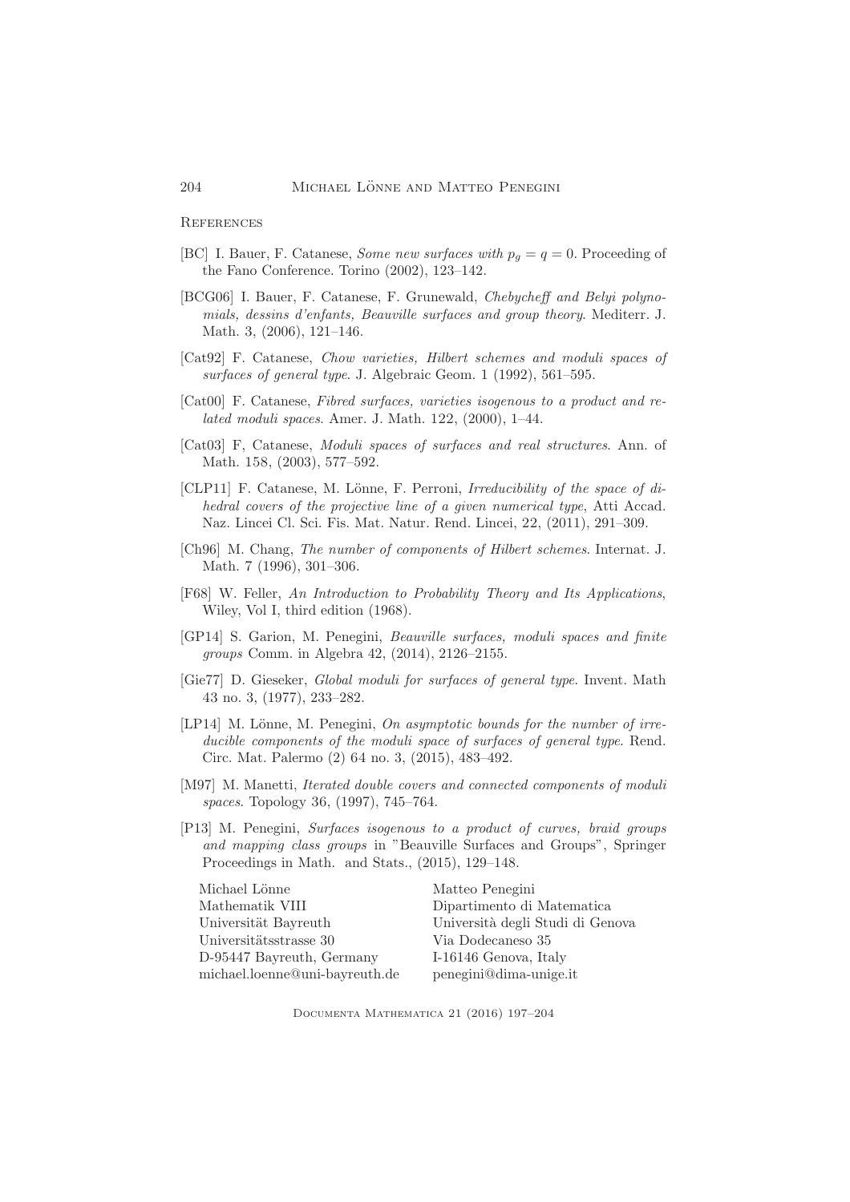## References

- [BC] I. Bauer, F. Catanese, *Some new surfaces with $p_g = q = 0$*. Proceeding of the Fano Conference. Torino (2002), 123–142.
- [BCG06] I. Bauer, F. Catanese, F. Grunewald, *Chebycheff and Belyi polynomials, dessins d'enfants, Beauville surfaces and group theory*. Mediterr. J. Math. 3, (2006), 121–146.
- [Cat92] F. Catanese, *Chow varieties, Hilbert schemes and moduli spaces of surfaces of general type*. J. Algebraic Geom. 1 (1992), 561–595.
- [Cat00] F. Catanese, *Fibred surfaces, varieties isogenous to a product and related moduli spaces*. Amer. J. Math. 122, (2000), 1–44.
- [Cat03] F, Catanese, *Moduli spaces of surfaces and real structures*. Ann. of Math. 158, (2003), 577–592.
- [CLP11] F. Catanese, M. Lönne, F. Perroni, *Irreducibility of the space of dihedral covers of the projective line of a given numerical type*, Atti Accad. Naz. Lincei Cl. Sci. Fis. Mat. Natur. Rend. Lincei, 22, (2011), 291–309.
- [Ch96] M. Chang, *The number of components of Hilbert schemes*. Internat. J. Math. 7 (1996), 301–306.
- [F68] W. Feller, *An Introduction to Probability Theory and Its Applications*, Wiley, Vol I, third edition (1968).
- [GP14] S. Garion, M. Penegini, *Beauville surfaces, moduli spaces and finite groups* Comm. in Algebra 42, (2014), 2126–2155.
- [Gie77] D. Gieseker, *Global moduli for surfaces of general type*. Invent. Math 43 no. 3, (1977), 233–282.
- [LP14] M. Lönne, M. Penegini, *On asymptotic bounds for the number of irreducible components of the moduli space of surfaces of general type.* Rend. Circ. Mat. Palermo (2) 64 no. 3, (2015), 483–492.
- [M97] M. Manetti, *Iterated double covers and connected components of moduli spaces*. Topology 36, (1997), 745–764.
- [P13] M. Penegini, *Surfaces isogenous to a product of curves, braid groups and mapping class groups* in "Beauville Surfaces and Groups", Springer Proceedings in Math. and Stats., (2015), 129–148.

Michael Lönne
Mathematik VIII
Universität Bayreuth
Universitätsstrasse 30
D-95447 Bayreuth, Germany
michael.loenne@uni-bayreuth.de

Matteo Penegini
Dipartimento di Matematica
Università degli Studi di Genova
Via Dodecaneso 35
I-16146 Genova, Italy
penegini@dima-unige.it